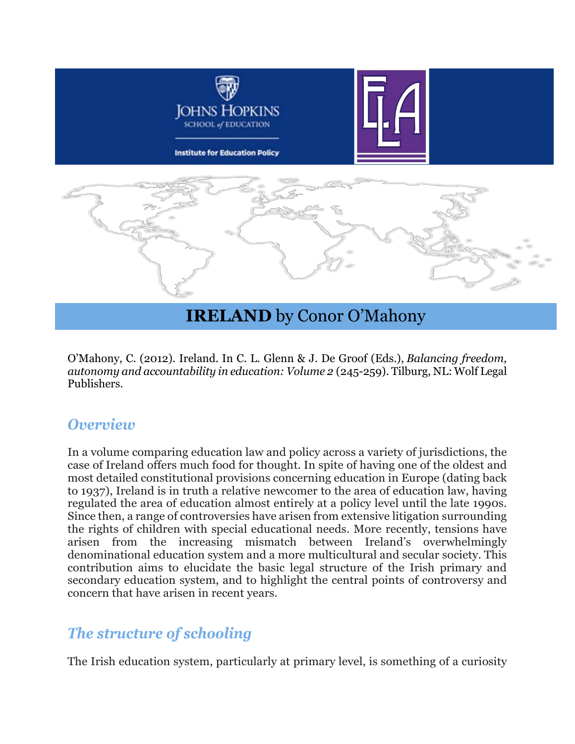# **IRELAND** by Conor O'Mahony

O'Mahony, C. (2012). Ireland. In C. L. Glenn & J. De Groof (Eds.), *Balancing freedom, autonomy and accountability in education: Volume 2* (245-259). Tilburg, NL: Wolf Legal Publishers.

## *Overview*

In a volume comparing education law and policy across a variety of jurisdictions, the case of Ireland offers much food for thought. In spite of having one of the oldest and most detailed constitutional provisions concerning education in Europe (dating back to 1937), Ireland is in truth a relative newcomer to the area of education law, having regulated the area of education almost entirely at a policy level until the late 1990s. Since then, a range of controversies have arisen from extensive litigation surrounding the rights of children with special educational needs. More recently, tensions have arisen from the increasing mismatch between Ireland's overwhelmingly denominational education system and a more multicultural and secular society. This contribution aims to elucidate the basic legal structure of the Irish primary and secondary education system, and to highlight the central points of controversy and concern that have arisen in recent years.

## *The structure of schooling*

The Irish education system, particularly at primary level, is something of a curiosity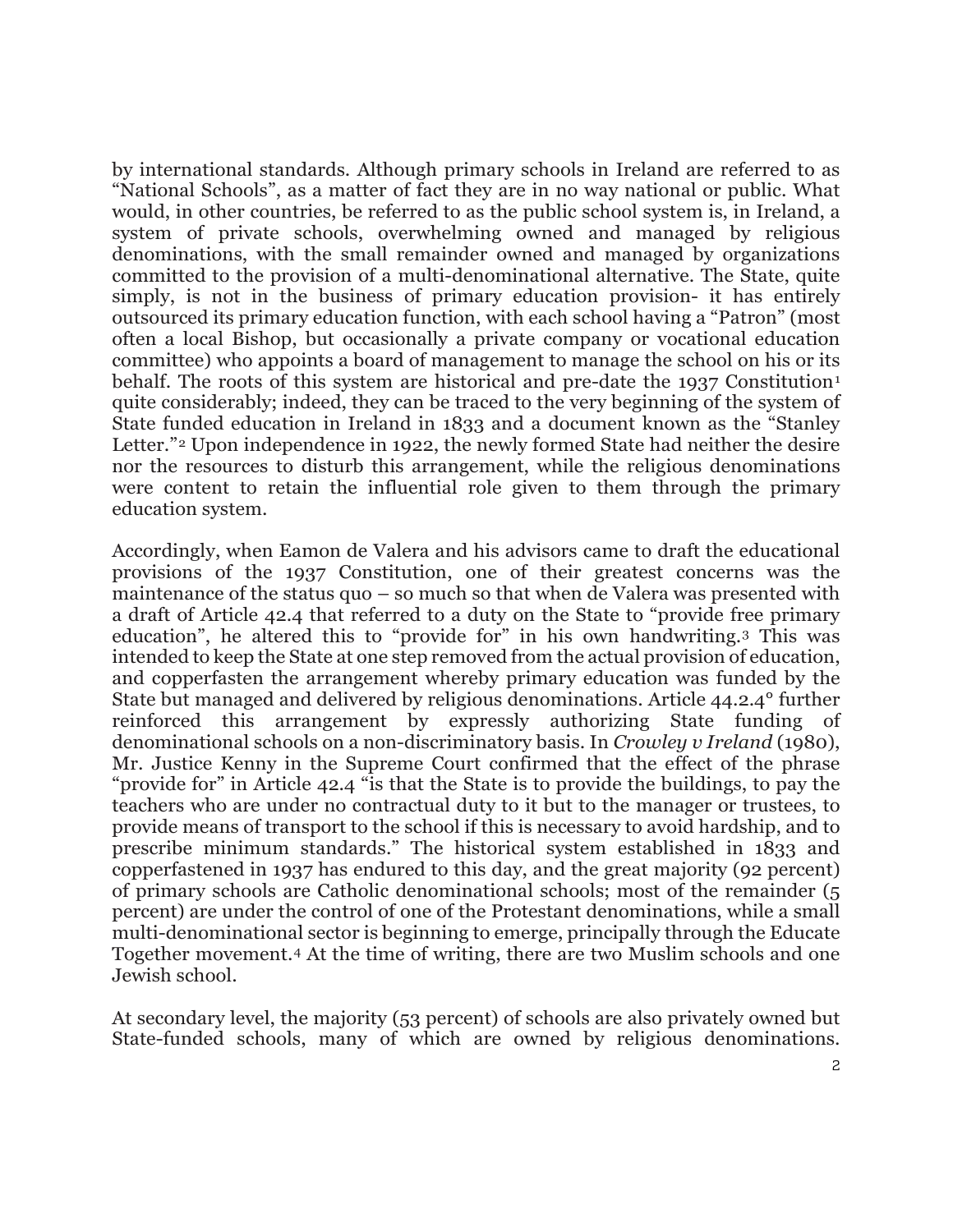by international standards. Although primary schools in Ireland are referred to as "National Schools", as a matter of fact they are in no way national or public. What would, in other countries, be referred to as the public school system is, in Ireland, a system of private schools, overwhelming owned and managed by religious denominations, with the small remainder owned and managed by organizations committed to the provision of a multi-denominational alternative. The State, quite simply, is not in the business of primary education provision- it has entirely outsourced its primary education function, with each school having a "Patron" (most often a local Bishop, but occasionally a private company or vocational education committee) who appoints a board of management to manage the school on his or its behalf. The roots of this system are historical and pre-date the 1937 Constitution[1] quite considerably; indeed, they can be traced to the very beginning of the system of State funded education in Ireland in 1833 and a document known as the "Stanley Letter."[2] Upon independence in 1922, the newly formed State had neither the desire nor the resources to disturb this arrangement, while the religious denominations were content to retain the influential role given to them through the primary education system.

Accordingly, when Eamon de Valera and his advisors came to draft the educational provisions of the 1937 Constitution, one of their greatest concerns was the maintenance of the status quo – so much so that when de Valera was presented with a draft of Article 42.4 that referred to a duty on the State to "provide free primary education", he altered this to "provide for" in his own handwriting.[3] This was intended to keep the State at one step removed from the actual provision of education, and copperfasten the arrangement whereby primary education was funded by the State but managed and delivered by religious denominations. Article 44.2.4° further reinforced this arrangement by expressly authorizing State funding of denominational schools on a non-discriminatory basis. In *Crowley v Ireland* (1980), Mr. Justice Kenny in the Supreme Court confirmed that the effect of the phrase "provide for" in Article 42.4 "is that the State is to provide the buildings, to pay the teachers who are under no contractual duty to it but to the manager or trustees, to provide means of transport to the school if this is necessary to avoid hardship, and to prescribe minimum standards." The historical system established in 1833 and copperfastened in 1937 has endured to this day, and the great majority (92 percent) of primary schools are Catholic denominational schools; most of the remainder (5 percent) are under the control of one of the Protestant denominations, while a small multi-denominational sector is beginning to emerge, principally through the Educate Together movement.[4] At the time of writing, there are two Muslim schools and one Jewish school.

At secondary level, the majority (53 percent) of schools are also privately owned but State-funded schools, many of which are owned by religious denominations.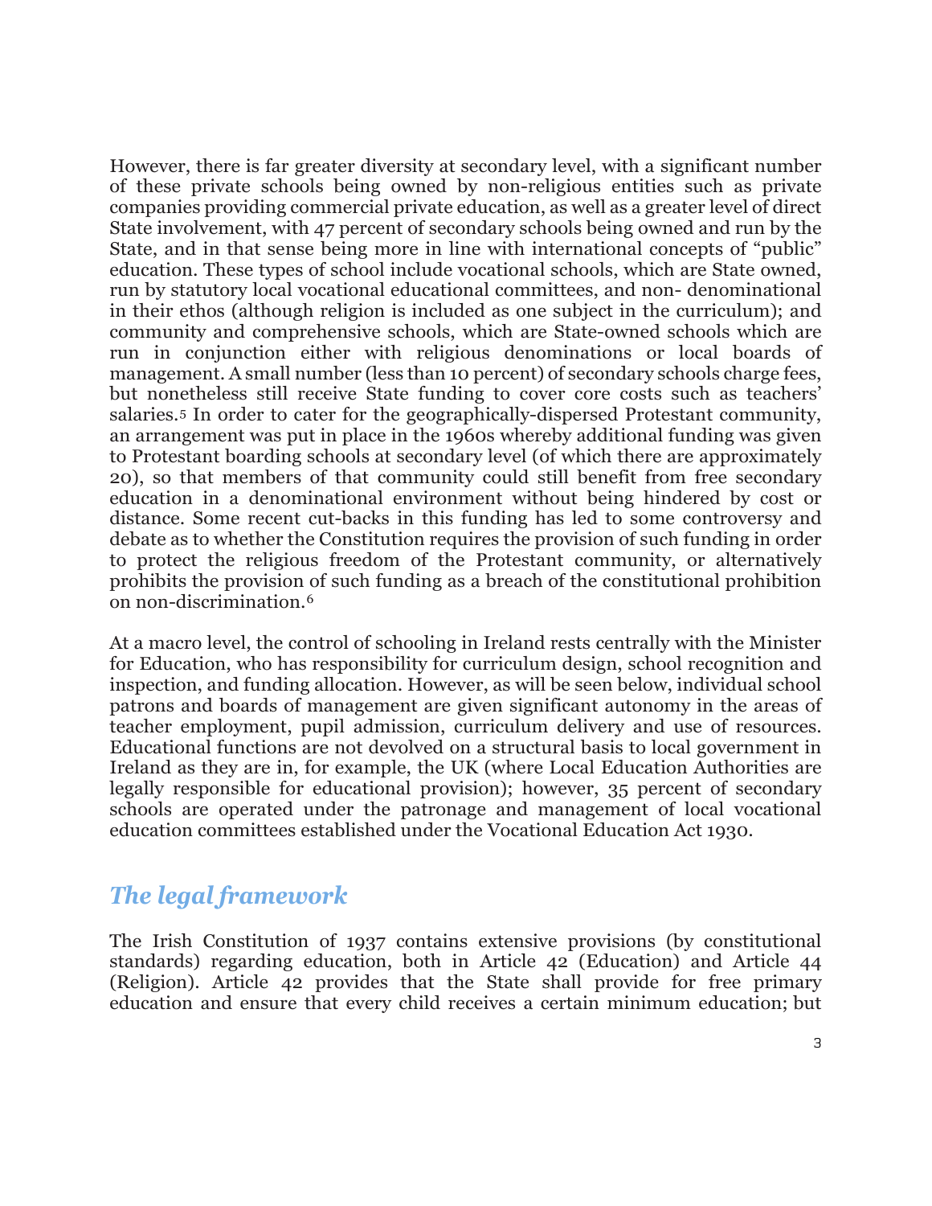However, there is far greater diversity at secondary level, with a significant number of these private schools being owned by non-religious entities such as private companies providing commercial private education, as well as a greater level of direct State involvement, with 47 percent of secondary schools being owned and run by the State, and in that sense being more in line with international concepts of "public" education. These types of school include vocational schools, which are State owned, run by statutory local vocational educational committees, and non- denominational in their ethos (although religion is included as one subject in the curriculum); and community and comprehensive schools, which are State-owned schools which are run in conjunction either with religious denominations or local boards of management. A small number (less than 10 percent) of secondary schools charge fees, but nonetheless still receive State funding to cover core costs such as teachers' salaries.[5] In order to cater for the geographically-dispersed Protestant community, an arrangement was put in place in the 1960s whereby additional funding was given to Protestant boarding schools at secondary level (of which there are approximately 20), so that members of that community could still benefit from free secondary education in a denominational environment without being hindered by cost or distance. Some recent cut-backs in this funding has led to some controversy and debate as to whether the Constitution requires the provision of such funding in order to protect the religious freedom of the Protestant community, or alternatively prohibits the provision of such funding as a breach of the constitutional prohibition on non-discrimination.[6]

At a macro level, the control of schooling in Ireland rests centrally with the Minister for Education, who has responsibility for curriculum design, school recognition and inspection, and funding allocation. However, as will be seen below, individual school patrons and boards of management are given significant autonomy in the areas of teacher employment, pupil admission, curriculum delivery and use of resources. Educational functions are not devolved on a structural basis to local government in Ireland as they are in, for example, the UK (where Local Education Authorities are legally responsible for educational provision); however, 35 percent of secondary schools are operated under the patronage and management of local vocational education committees established under the Vocational Education Act 1930.

## *The legal framework*

The Irish Constitution of 1937 contains extensive provisions (by constitutional standards) regarding education, both in Article 42 (Education) and Article 44 (Religion). Article 42 provides that the State shall provide for free primary education and ensure that every child receives a certain minimum education; but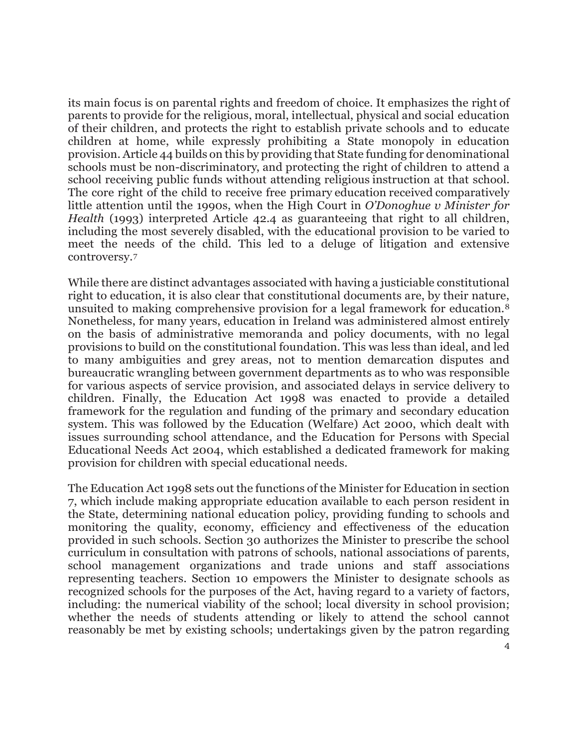its main focus is on parental rights and freedom of choice. It emphasizes the right of parents to provide for the religious, moral, intellectual, physical and social education of their children, and protects the right to establish private schools and to educate children at home, while expressly prohibiting a State monopoly in education provision. Article 44 builds on this by providing that State funding for denominational schools must be non-discriminatory, and protecting the right of children to attend a school receiving public funds without attending religious instruction at that school. The core right of the child to receive free primary education received comparatively little attention until the 1990s, when the High Court in *O'Donoghue v Minister for Health* (1993) interpreted Article 42.4 as guaranteeing that right to all children, including the most severely disabled, with the educational provision to be varied to meet the needs of the child. This led to a deluge of litigation and extensive controversy.[7]

While there are distinct advantages associated with having a justiciable constitutional right to education, it is also clear that constitutional documents are, by their nature, unsuited to making comprehensive provision for a legal framework for education.[8] Nonetheless, for many years, education in Ireland was administered almost entirely on the basis of administrative memoranda and policy documents, with no legal provisions to build on the constitutional foundation. This was less than ideal, and led to many ambiguities and grey areas, not to mention demarcation disputes and bureaucratic wrangling between government departments as to who was responsible for various aspects of service provision, and associated delays in service delivery to children. Finally, the Education Act 1998 was enacted to provide a detailed framework for the regulation and funding of the primary and secondary education system. This was followed by the Education (Welfare) Act 2000, which dealt with issues surrounding school attendance, and the Education for Persons with Special Educational Needs Act 2004, which established a dedicated framework for making provision for children with special educational needs.

The Education Act 1998 sets out the functions of the Minister for Education in section 7, which include making appropriate education available to each person resident in the State, determining national education policy, providing funding to schools and monitoring the quality, economy, efficiency and effectiveness of the education provided in such schools. Section 30 authorizes the Minister to prescribe the school curriculum in consultation with patrons of schools, national associations of parents, school management organizations and trade unions and staff associations representing teachers. Section 10 empowers the Minister to designate schools as recognized schools for the purposes of the Act, having regard to a variety of factors, including: the numerical viability of the school; local diversity in school provision; whether the needs of students attending or likely to attend the school cannot reasonably be met by existing schools; undertakings given by the patron regarding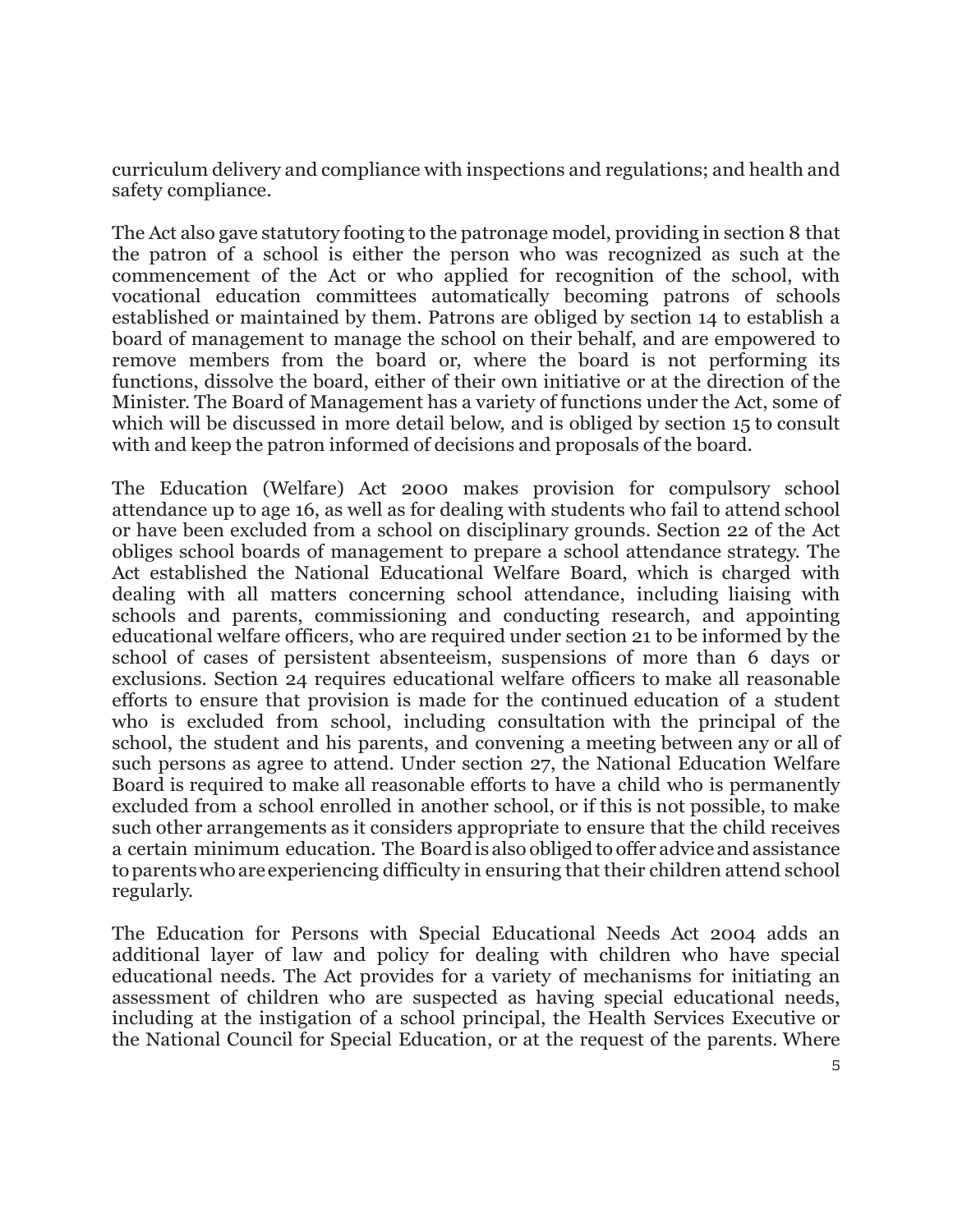curriculum delivery and compliance with inspections and regulations; and health and safety compliance.

The Act also gave statutory footing to the patronage model, providing in section 8 that the patron of a school is either the person who was recognized as such at the commencement of the Act or who applied for recognition of the school, with vocational education committees automatically becoming patrons of schools established or maintained by them. Patrons are obliged by section 14 to establish a board of management to manage the school on their behalf, and are empowered to remove members from the board or, where the board is not performing its functions, dissolve the board, either of their own initiative or at the direction of the Minister. The Board of Management has a variety of functions under the Act, some of which will be discussed in more detail below, and is obliged by section 15 to consult with and keep the patron informed of decisions and proposals of the board.

The Education (Welfare) Act 2000 makes provision for compulsory school attendance up to age 16, as well as for dealing with students who fail to attend school or have been excluded from a school on disciplinary grounds. Section 22 of the Act obliges school boards of management to prepare a school attendance strategy. The Act established the National Educational Welfare Board, which is charged with dealing with all matters concerning school attendance, including liaising with schools and parents, commissioning and conducting research, and appointing educational welfare officers, who are required under section 21 to be informed by the school of cases of persistent absenteeism, suspensions of more than 6 days or exclusions. Section 24 requires educational welfare officers to make all reasonable efforts to ensure that provision is made for the continued education of a student who is excluded from school, including consultation with the principal of the school, the student and his parents, and convening a meeting between any or all of such persons as agree to attend. Under section 27, the National Education Welfare Board is required to make all reasonable efforts to have a child who is permanently excluded from a school enrolled in another school, or if this is not possible, to make such other arrangements as it considers appropriate to ensure that the child receives a certain minimum education. The Board is also obliged to offer advice and assistance to parents who are experiencing difficulty in ensuring that their children attend school regularly.

The Education for Persons with Special Educational Needs Act 2004 adds an additional layer of law and policy for dealing with children who have special educational needs. The Act provides for a variety of mechanisms for initiating an assessment of children who are suspected as having special educational needs, including at the instigation of a school principal, the Health Services Executive or the National Council for Special Education, or at the request of the parents. Where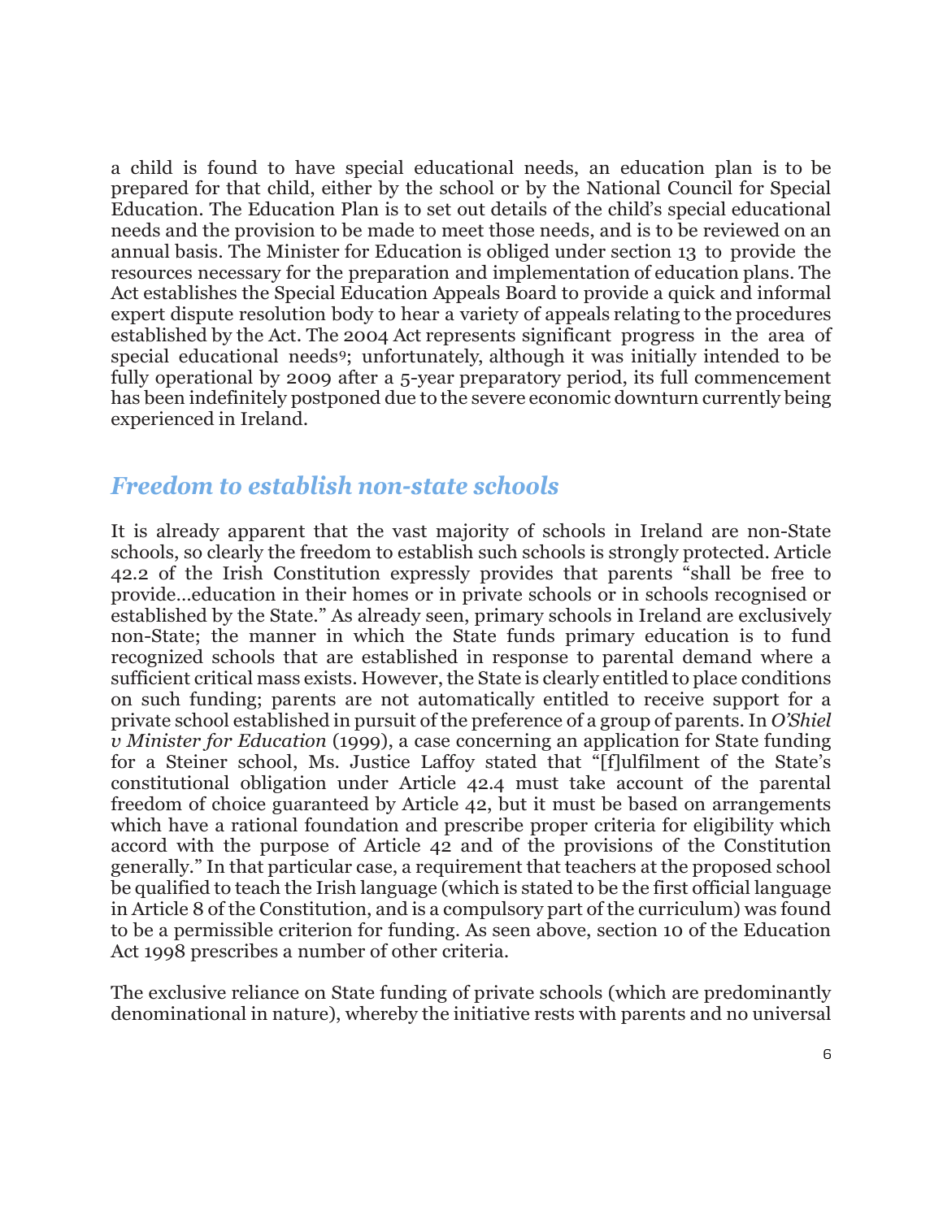a child is found to have special educational needs, an education plan is to be prepared for that child, either by the school or by the National Council for Special Education. The Education Plan is to set out details of the child's special educational needs and the provision to be made to meet those needs, and is to be reviewed on an annual basis. The Minister for Education is obliged under section 13 to provide the resources necessary for the preparation and implementation of education plans. The Act establishes the Special Education Appeals Board to provide a quick and informal expert dispute resolution body to hear a variety of appeals relating to the procedures established by the Act. The 2004 Act represents significant progress in the area of special educational needs[9]; unfortunately, although it was initially intended to be fully operational by 2009 after a 5-year preparatory period, its full commencement has been indefinitely postponed due to the severe economic downturn currently being experienced in Ireland.

## *Freedom to establish non-state schools*

It is already apparent that the vast majority of schools in Ireland are non-State schools, so clearly the freedom to establish such schools is strongly protected. Article 42.2 of the Irish Constitution expressly provides that parents "shall be free to provide…education in their homes or in private schools or in schools recognised or established by the State." As already seen, primary schools in Ireland are exclusively non-State; the manner in which the State funds primary education is to fund recognized schools that are established in response to parental demand where a sufficient critical mass exists. However, the State is clearly entitled to place conditions on such funding; parents are not automatically entitled to receive support for a private school established in pursuit of the preference of a group of parents. In *O'Shiel v Minister for Education* (1999), a case concerning an application for State funding for a Steiner school, Ms. Justice Laffoy stated that "[f]ulfilment of the State's constitutional obligation under Article 42.4 must take account of the parental freedom of choice guaranteed by Article 42, but it must be based on arrangements which have a rational foundation and prescribe proper criteria for eligibility which accord with the purpose of Article 42 and of the provisions of the Constitution generally." In that particular case, a requirement that teachers at the proposed school be qualified to teach the Irish language (which is stated to be the first official language in Article 8 of the Constitution, and is a compulsory part of the curriculum) was found to be a permissible criterion for funding. As seen above, section 10 of the Education Act 1998 prescribes a number of other criteria.

The exclusive reliance on State funding of private schools (which are predominantly denominational in nature), whereby the initiative rests with parents and no universal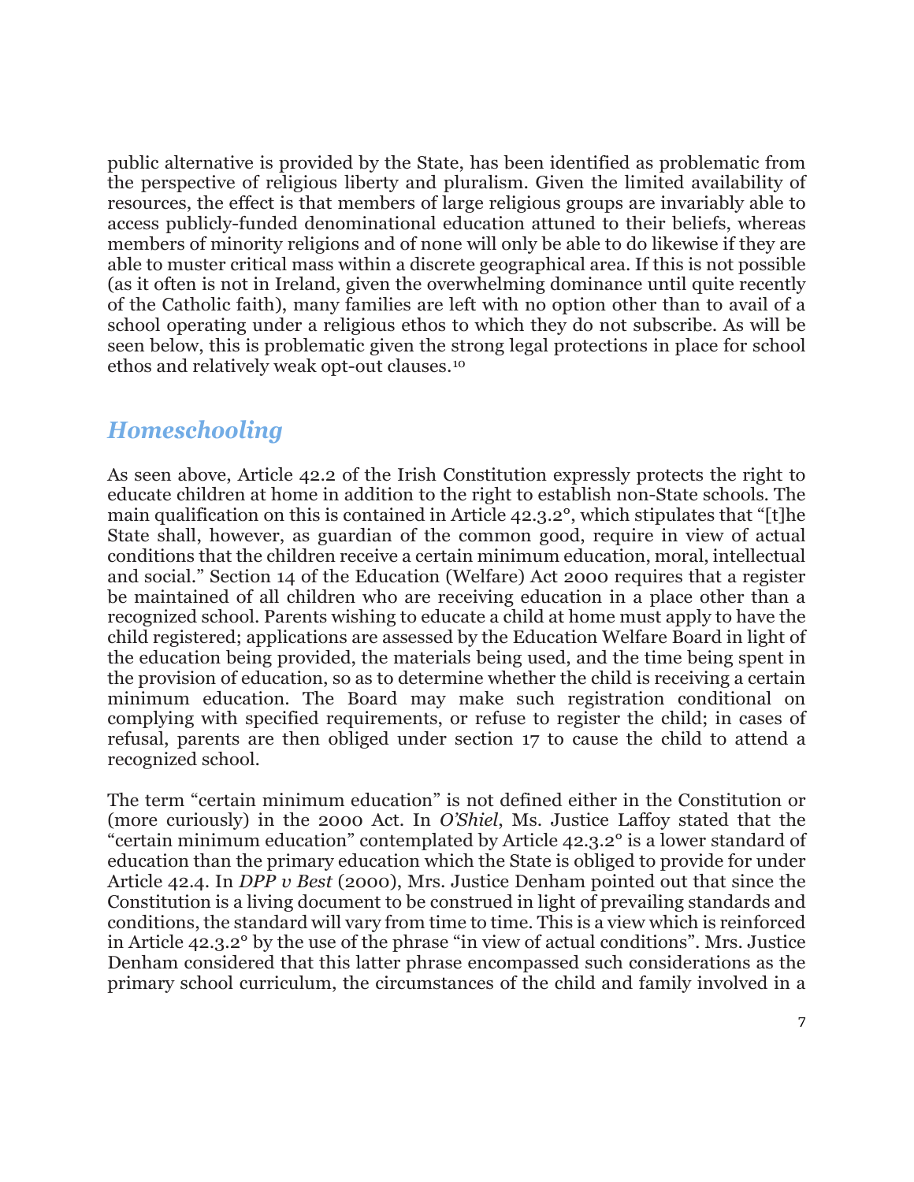public alternative is provided by the State, has been identified as problematic from the perspective of religious liberty and pluralism. Given the limited availability of resources, the effect is that members of large religious groups are invariably able to access publicly-funded denominational education attuned to their beliefs, whereas members of minority religions and of none will only be able to do likewise if they are able to muster critical mass within a discrete geographical area. If this is not possible (as it often is not in Ireland, given the overwhelming dominance until quite recently of the Catholic faith), many families are left with no option other than to avail of a school operating under a religious ethos to which they do not subscribe. As will be seen below, this is problematic given the strong legal protections in place for school ethos and relatively weak opt-out clauses.[10]

## *Homeschooling*

As seen above, Article 42.2 of the Irish Constitution expressly protects the right to educate children at home in addition to the right to establish non-State schools. The main qualification on this is contained in Article 42.3.2°, which stipulates that "[t]he State shall, however, as guardian of the common good, require in view of actual conditions that the children receive a certain minimum education, moral, intellectual and social." Section 14 of the Education (Welfare) Act 2000 requires that a register be maintained of all children who are receiving education in a place other than a recognized school. Parents wishing to educate a child at home must apply to have the child registered; applications are assessed by the Education Welfare Board in light of the education being provided, the materials being used, and the time being spent in the provision of education, so as to determine whether the child is receiving a certain minimum education. The Board may make such registration conditional on complying with specified requirements, or refuse to register the child; in cases of refusal, parents are then obliged under section 17 to cause the child to attend a recognized school.

The term "certain minimum education" is not defined either in the Constitution or (more curiously) in the 2000 Act. In *O'Shiel*, Ms. Justice Laffoy stated that the "certain minimum education" contemplated by Article 42.3.2° is a lower standard of education than the primary education which the State is obliged to provide for under Article 42.4. In *DPP v Best* (2000), Mrs. Justice Denham pointed out that since the Constitution is a living document to be construed in light of prevailing standards and conditions, the standard will vary from time to time. This is a view which is reinforced in Article 42.3.2° by the use of the phrase "in view of actual conditions". Mrs. Justice Denham considered that this latter phrase encompassed such considerations as the primary school curriculum, the circumstances of the child and family involved in a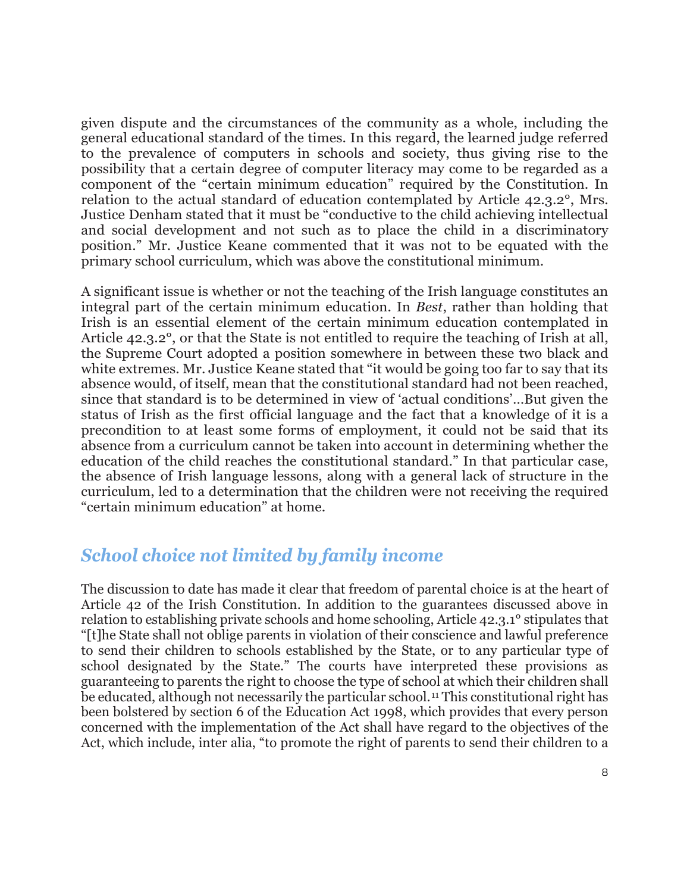given dispute and the circumstances of the community as a whole, including the general educational standard of the times. In this regard, the learned judge referred to the prevalence of computers in schools and society, thus giving rise to the possibility that a certain degree of computer literacy may come to be regarded as a component of the "certain minimum education" required by the Constitution. In relation to the actual standard of education contemplated by Article 42.3.2°, Mrs. Justice Denham stated that it must be "conductive to the child achieving intellectual and social development and not such as to place the child in a discriminatory position." Mr. Justice Keane commented that it was not to be equated with the primary school curriculum, which was above the constitutional minimum.

A significant issue is whether or not the teaching of the Irish language constitutes an integral part of the certain minimum education. In *Best*, rather than holding that Irish is an essential element of the certain minimum education contemplated in Article 42.3.2°, or that the State is not entitled to require the teaching of Irish at all, the Supreme Court adopted a position somewhere in between these two black and white extremes. Mr. Justice Keane stated that "it would be going too far to say that its absence would, of itself, mean that the constitutional standard had not been reached, since that standard is to be determined in view of 'actual conditions'…But given the status of Irish as the first official language and the fact that a knowledge of it is a precondition to at least some forms of employment, it could not be said that its absence from a curriculum cannot be taken into account in determining whether the education of the child reaches the constitutional standard." In that particular case, the absence of Irish language lessons, along with a general lack of structure in the curriculum, led to a determination that the children were not receiving the required "certain minimum education" at home.

## *School choice not limited by family income*

The discussion to date has made it clear that freedom of parental choice is at the heart of Article 42 of the Irish Constitution. In addition to the guarantees discussed above in relation to establishing private schools and home schooling, Article 42.3.1° stipulates that "[t]he State shall not oblige parents in violation of their conscience and lawful preference to send their children to schools established by the State, or to any particular type of school designated by the State." The courts have interpreted these provisions as guaranteeing to parents the right to choose the type of school at which their children shall be educated, although not necessarily the particular school.[11] This constitutional right has been bolstered by section 6 of the Education Act 1998, which provides that every person concerned with the implementation of the Act shall have regard to the objectives of the Act, which include, inter alia, "to promote the right of parents to send their children to a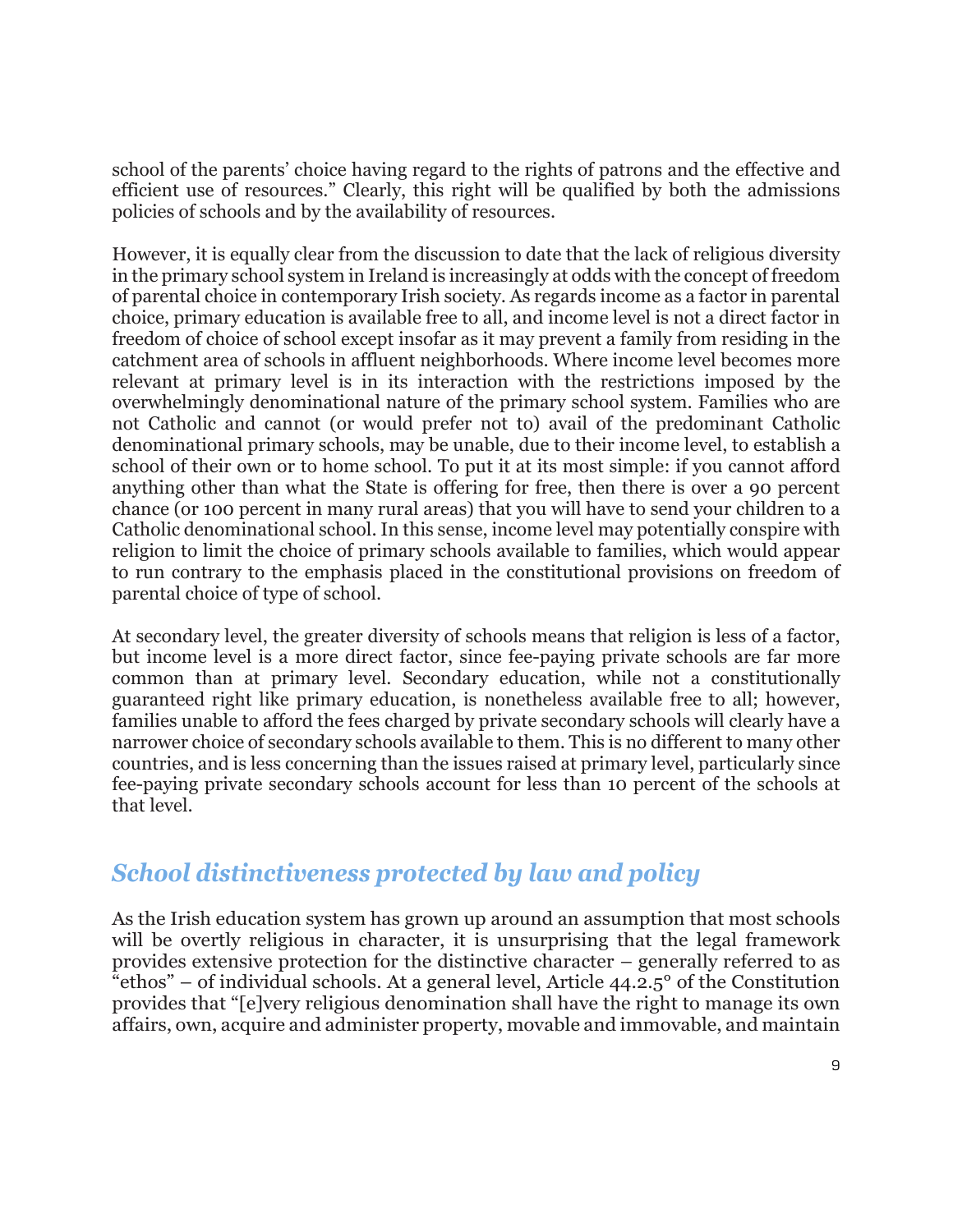school of the parents' choice having regard to the rights of patrons and the effective and efficient use of resources." Clearly, this right will be qualified by both the admissions policies of schools and by the availability of resources.

However, it is equally clear from the discussion to date that the lack of religious diversity in the primary school system in Ireland is increasingly at odds with the concept of freedom of parental choice in contemporary Irish society. As regards income as a factor in parental choice, primary education is available free to all, and income level is not a direct factor in freedom of choice of school except insofar as it may prevent a family from residing in the catchment area of schools in affluent neighborhoods. Where income level becomes more relevant at primary level is in its interaction with the restrictions imposed by the overwhelmingly denominational nature of the primary school system. Families who are not Catholic and cannot (or would prefer not to) avail of the predominant Catholic denominational primary schools, may be unable, due to their income level, to establish a school of their own or to home school. To put it at its most simple: if you cannot afford anything other than what the State is offering for free, then there is over a 90 percent chance (or 100 percent in many rural areas) that you will have to send your children to a Catholic denominational school. In this sense, income level may potentially conspire with religion to limit the choice of primary schools available to families, which would appear to run contrary to the emphasis placed in the constitutional provisions on freedom of parental choice of type of school.

At secondary level, the greater diversity of schools means that religion is less of a factor, but income level is a more direct factor, since fee-paying private schools are far more common than at primary level. Secondary education, while not a constitutionally guaranteed right like primary education, is nonetheless available free to all; however, families unable to afford the fees charged by private secondary schools will clearly have a narrower choice of secondary schools available to them. This is no different to many other countries, and is less concerning than the issues raised at primary level, particularly since fee-paying private secondary schools account for less than 10 percent of the schools at that level.

## *School distinctiveness protected by law and policy*

As the Irish education system has grown up around an assumption that most schools will be overtly religious in character, it is unsurprising that the legal framework provides extensive protection for the distinctive character – generally referred to as "ethos" – of individual schools. At a general level, Article 44.2.5° of the Constitution provides that "[e]very religious denomination shall have the right to manage its own affairs, own, acquire and administer property, movable and immovable, and maintain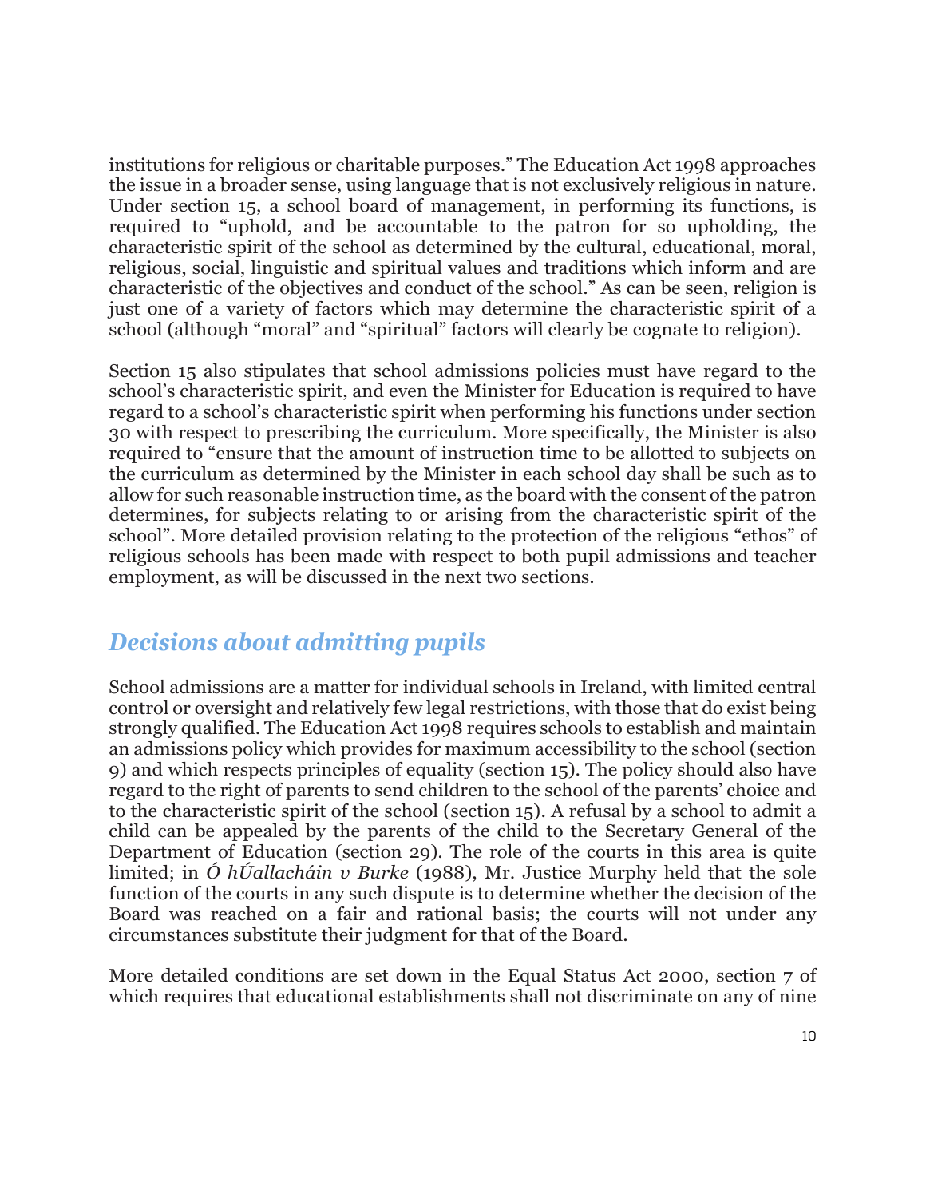institutions for religious or charitable purposes." The Education Act 1998 approaches the issue in a broader sense, using language that is not exclusively religious in nature. Under section 15, a school board of management, in performing its functions, is required to "uphold, and be accountable to the patron for so upholding, the characteristic spirit of the school as determined by the cultural, educational, moral, religious, social, linguistic and spiritual values and traditions which inform and are characteristic of the objectives and conduct of the school." As can be seen, religion is just one of a variety of factors which may determine the characteristic spirit of a school (although "moral" and "spiritual" factors will clearly be cognate to religion).

Section 15 also stipulates that school admissions policies must have regard to the school's characteristic spirit, and even the Minister for Education is required to have regard to a school's characteristic spirit when performing his functions under section 30 with respect to prescribing the curriculum. More specifically, the Minister is also required to "ensure that the amount of instruction time to be allotted to subjects on the curriculum as determined by the Minister in each school day shall be such as to allow for such reasonable instruction time, as the board with the consent of the patron determines, for subjects relating to or arising from the characteristic spirit of the school". More detailed provision relating to the protection of the religious "ethos" of religious schools has been made with respect to both pupil admissions and teacher employment, as will be discussed in the next two sections.

## *Decisions about admitting pupils*

School admissions are a matter for individual schools in Ireland, with limited central control or oversight and relatively few legal restrictions, with those that do exist being strongly qualified. The Education Act 1998 requires schools to establish and maintain an admissions policy which provides for maximum accessibility to the school (section 9) and which respects principles of equality (section 15). The policy should also have regard to the right of parents to send children to the school of the parents' choice and to the characteristic spirit of the school (section 15). A refusal by a school to admit a child can be appealed by the parents of the child to the Secretary General of the Department of Education (section 29). The role of the courts in this area is quite limited; in *Ó hÚallacháin v Burke* (1988), Mr. Justice Murphy held that the sole function of the courts in any such dispute is to determine whether the decision of the Board was reached on a fair and rational basis; the courts will not under any circumstances substitute their judgment for that of the Board.

More detailed conditions are set down in the Equal Status Act 2000, section 7 of which requires that educational establishments shall not discriminate on any of nine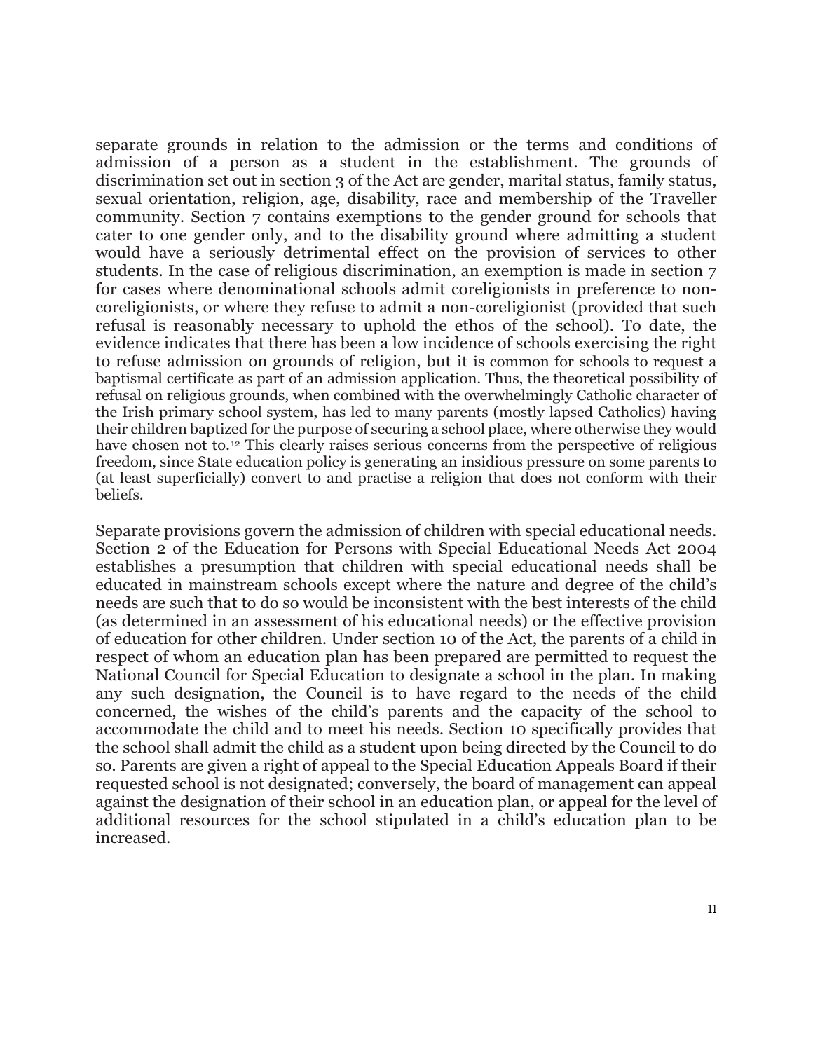separate grounds in relation to the admission or the terms and conditions of admission of a person as a student in the establishment. The grounds of discrimination set out in section 3 of the Act are gender, marital status, family status, sexual orientation, religion, age, disability, race and membership of the Traveller community. Section 7 contains exemptions to the gender ground for schools that cater to one gender only, and to the disability ground where admitting a student would have a seriously detrimental effect on the provision of services to other students. In the case of religious discrimination, an exemption is made in section 7 for cases where denominational schools admit coreligionists in preference to non-coreligionists, or where they refuse to admit a non-coreligionist (provided that such refusal is reasonably necessary to uphold the ethos of the school). To date, the evidence indicates that there has been a low incidence of schools exercising the right to refuse admission on grounds of religion, but it is common for schools to request a baptismal certificate as part of an admission application. Thus, the theoretical possibility of refusal on religious grounds, when combined with the overwhelmingly Catholic character of the Irish primary school system, has led to many parents (mostly lapsed Catholics) having their children baptized for the purpose of securing a school place, where otherwise they would have chosen not to.[12] This clearly raises serious concerns from the perspective of religious freedom, since State education policy is generating an insidious pressure on some parents to (at least superficially) convert to and practise a religion that does not conform with their beliefs.

Separate provisions govern the admission of children with special educational needs. Section 2 of the Education for Persons with Special Educational Needs Act 2004 establishes a presumption that children with special educational needs shall be educated in mainstream schools except where the nature and degree of the child's needs are such that to do so would be inconsistent with the best interests of the child (as determined in an assessment of his educational needs) or the effective provision of education for other children. Under section 10 of the Act, the parents of a child in respect of whom an education plan has been prepared are permitted to request the National Council for Special Education to designate a school in the plan. In making any such designation, the Council is to have regard to the needs of the child concerned, the wishes of the child's parents and the capacity of the school to accommodate the child and to meet his needs. Section 10 specifically provides that the school shall admit the child as a student upon being directed by the Council to do so. Parents are given a right of appeal to the Special Education Appeals Board if their requested school is not designated; conversely, the board of management can appeal against the designation of their school in an education plan, or appeal for the level of additional resources for the school stipulated in a child's education plan to be increased.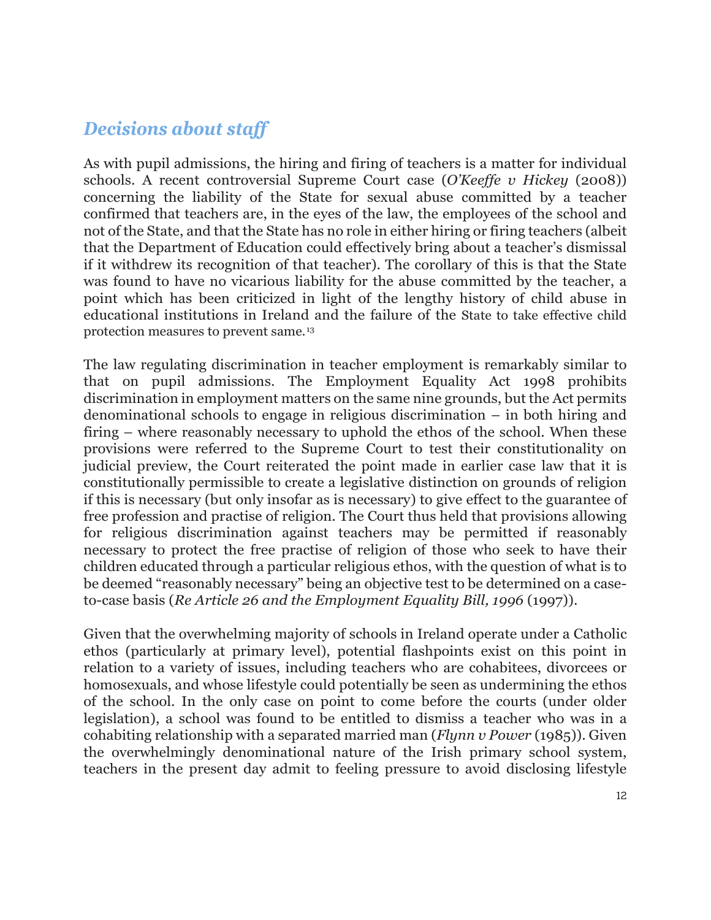## *Decisions about staff*

As with pupil admissions, the hiring and firing of teachers is a matter for individual schools. A recent controversial Supreme Court case (*O'Keeffe v Hickey* (2008)) concerning the liability of the State for sexual abuse committed by a teacher confirmed that teachers are, in the eyes of the law, the employees of the school and not of the State, and that the State has no role in either hiring or firing teachers (albeit that the Department of Education could effectively bring about a teacher's dismissal if it withdrew its recognition of that teacher). The corollary of this is that the State was found to have no vicarious liability for the abuse committed by the teacher, a point which has been criticized in light of the lengthy history of child abuse in educational institutions in Ireland and the failure of the State to take effective child protection measures to prevent same.[13]

The law regulating discrimination in teacher employment is remarkably similar to that on pupil admissions. The Employment Equality Act 1998 prohibits discrimination in employment matters on the same nine grounds, but the Act permits denominational schools to engage in religious discrimination – in both hiring and firing – where reasonably necessary to uphold the ethos of the school. When these provisions were referred to the Supreme Court to test their constitutionality on judicial preview, the Court reiterated the point made in earlier case law that it is constitutionally permissible to create a legislative distinction on grounds of religion if this is necessary (but only insofar as is necessary) to give effect to the guarantee of free profession and practise of religion. The Court thus held that provisions allowing for religious discrimination against teachers may be permitted if reasonably necessary to protect the free practise of religion of those who seek to have their children educated through a particular religious ethos, with the question of what is to be deemed "reasonably necessary" being an objective test to be determined on a case-to-case basis (*Re Article 26 and the Employment Equality Bill, 1996* (1997)).

Given that the overwhelming majority of schools in Ireland operate under a Catholic ethos (particularly at primary level), potential flashpoints exist on this point in relation to a variety of issues, including teachers who are cohabitees, divorcees or homosexuals, and whose lifestyle could potentially be seen as undermining the ethos of the school. In the only case on point to come before the courts (under older legislation), a school was found to be entitled to dismiss a teacher who was in a cohabiting relationship with a separated married man (*Flynn v Power* (1985)). Given the overwhelmingly denominational nature of the Irish primary school system, teachers in the present day admit to feeling pressure to avoid disclosing lifestyle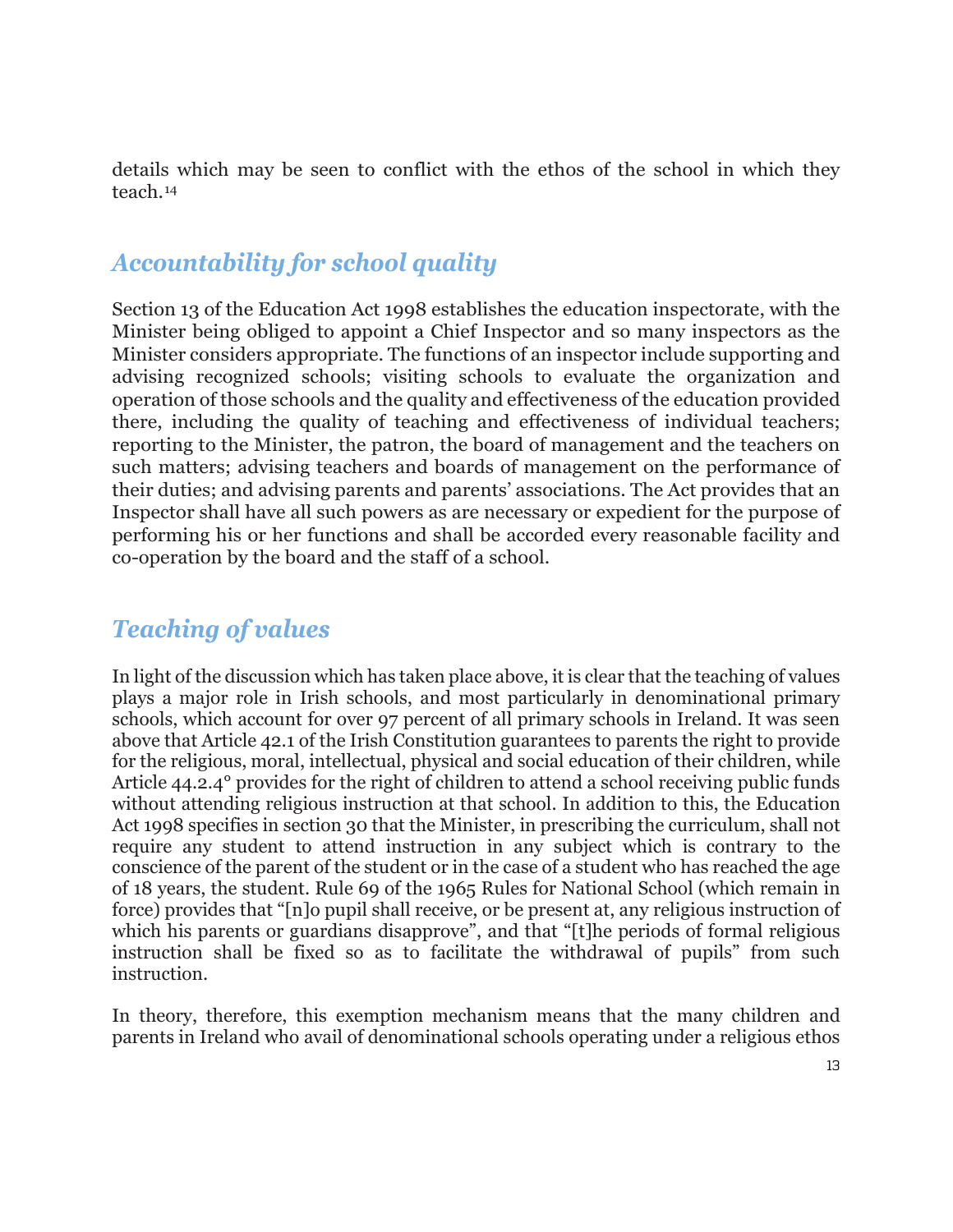details which may be seen to conflict with the ethos of the school in which they teach.[14]

## *Accountability for school quality*

Section 13 of the Education Act 1998 establishes the education inspectorate, with the Minister being obliged to appoint a Chief Inspector and so many inspectors as the Minister considers appropriate. The functions of an inspector include supporting and advising recognized schools; visiting schools to evaluate the organization and operation of those schools and the quality and effectiveness of the education provided there, including the quality of teaching and effectiveness of individual teachers; reporting to the Minister, the patron, the board of management and the teachers on such matters; advising teachers and boards of management on the performance of their duties; and advising parents and parents' associations. The Act provides that an Inspector shall have all such powers as are necessary or expedient for the purpose of performing his or her functions and shall be accorded every reasonable facility and co-operation by the board and the staff of a school.

## *Teaching of values*

In light of the discussion which has taken place above, it is clear that the teaching of values plays a major role in Irish schools, and most particularly in denominational primary schools, which account for over 97 percent of all primary schools in Ireland. It was seen above that Article 42.1 of the Irish Constitution guarantees to parents the right to provide for the religious, moral, intellectual, physical and social education of their children, while Article 44.2.4° provides for the right of children to attend a school receiving public funds without attending religious instruction at that school. In addition to this, the Education Act 1998 specifies in section 30 that the Minister, in prescribing the curriculum, shall not require any student to attend instruction in any subject which is contrary to the conscience of the parent of the student or in the case of a student who has reached the age of 18 years, the student. Rule 69 of the 1965 Rules for National School (which remain in force) provides that "[n]o pupil shall receive, or be present at, any religious instruction of which his parents or guardians disapprove", and that "[t]he periods of formal religious instruction shall be fixed so as to facilitate the withdrawal of pupils" from such instruction.

In theory, therefore, this exemption mechanism means that the many children and parents in Ireland who avail of denominational schools operating under a religious ethos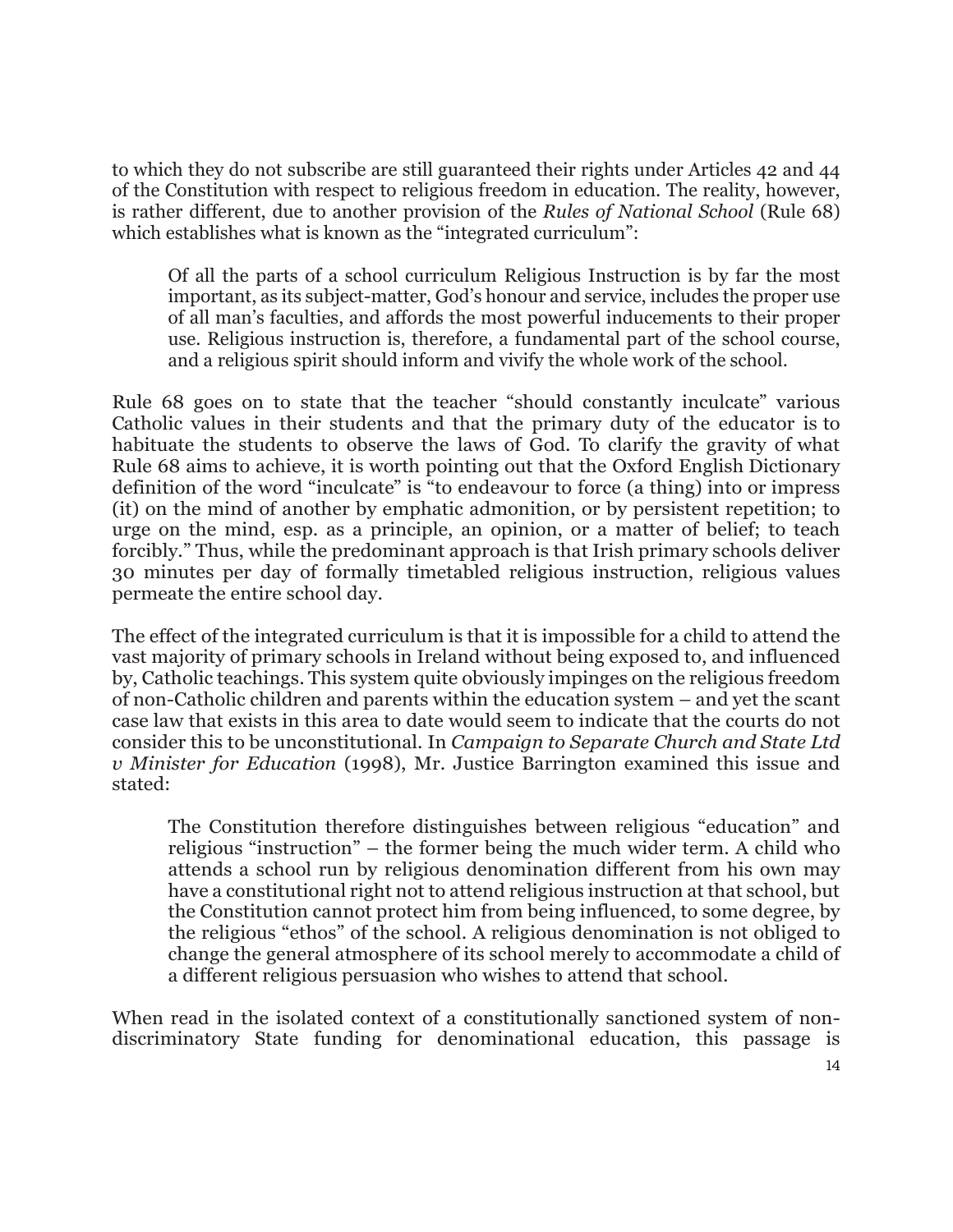to which they do not subscribe are still guaranteed their rights under Articles 42 and 44 of the Constitution with respect to religious freedom in education. The reality, however, is rather different, due to another provision of the *Rules of National School* (Rule 68) which establishes what is known as the "integrated curriculum":

> Of all the parts of a school curriculum Religious Instruction is by far the most important, as its subject-matter, God's honour and service, includes the proper use of all man's faculties, and affords the most powerful inducements to their proper use. Religious instruction is, therefore, a fundamental part of the school course, and a religious spirit should inform and vivify the whole work of the school.

Rule 68 goes on to state that the teacher "should constantly inculcate" various Catholic values in their students and that the primary duty of the educator is to habituate the students to observe the laws of God. To clarify the gravity of what Rule 68 aims to achieve, it is worth pointing out that the Oxford English Dictionary definition of the word "inculcate" is "to endeavour to force (a thing) into or impress (it) on the mind of another by emphatic admonition, or by persistent repetition; to urge on the mind, esp. as a principle, an opinion, or a matter of belief; to teach forcibly." Thus, while the predominant approach is that Irish primary schools deliver 30 minutes per day of formally timetabled religious instruction, religious values permeate the entire school day.

The effect of the integrated curriculum is that it is impossible for a child to attend the vast majority of primary schools in Ireland without being exposed to, and influenced by, Catholic teachings. This system quite obviously impinges on the religious freedom of non-Catholic children and parents within the education system – and yet the scant case law that exists in this area to date would seem to indicate that the courts do not consider this to be unconstitutional. In *Campaign to Separate Church and State Ltd v Minister for Education* (1998), Mr. Justice Barrington examined this issue and stated:

> The Constitution therefore distinguishes between religious "education" and religious "instruction" – the former being the much wider term. A child who attends a school run by religious denomination different from his own may have a constitutional right not to attend religious instruction at that school, but the Constitution cannot protect him from being influenced, to some degree, by the religious "ethos" of the school. A religious denomination is not obliged to change the general atmosphere of its school merely to accommodate a child of a different religious persuasion who wishes to attend that school.

When read in the isolated context of a constitutionally sanctioned system of non-discriminatory State funding for denominational education, this passage is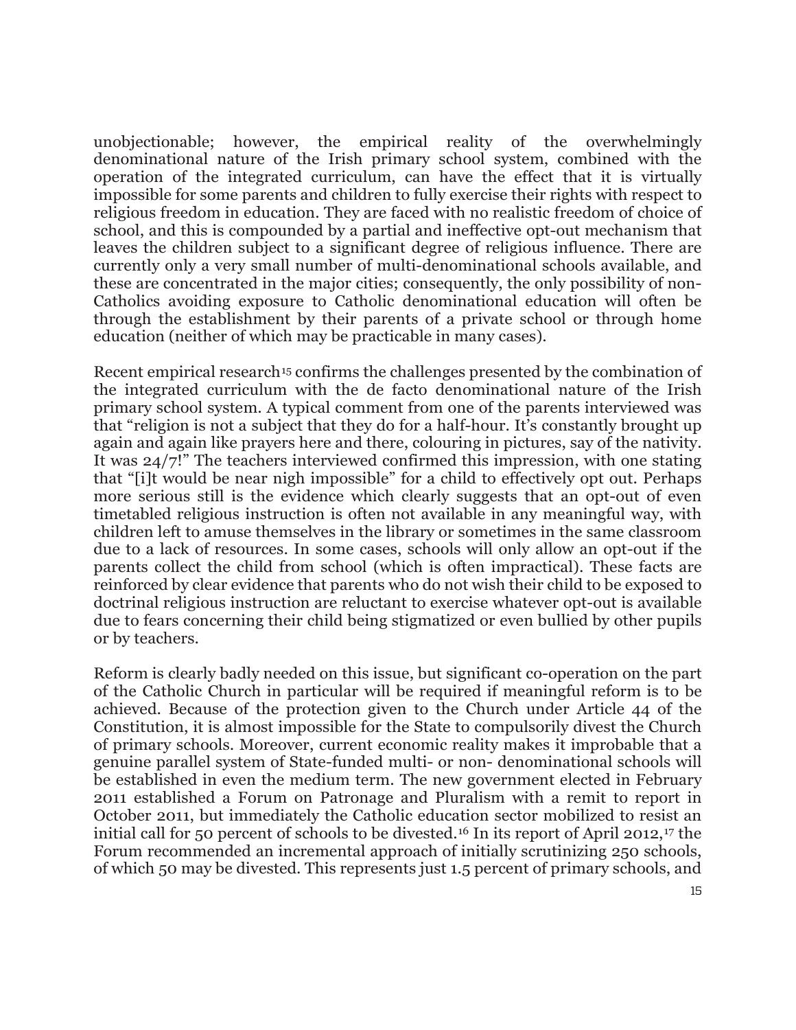unobjectionable; however, the empirical reality of the overwhelmingly denominational nature of the Irish primary school system, combined with the operation of the integrated curriculum, can have the effect that it is virtually impossible for some parents and children to fully exercise their rights with respect to religious freedom in education. They are faced with no realistic freedom of choice of school, and this is compounded by a partial and ineffective opt-out mechanism that leaves the children subject to a significant degree of religious influence. There are currently only a very small number of multi-denominational schools available, and these are concentrated in the major cities; consequently, the only possibility of non-Catholics avoiding exposure to Catholic denominational education will often be through the establishment by their parents of a private school or through home education (neither of which may be practicable in many cases).

Recent empirical research[15] confirms the challenges presented by the combination of the integrated curriculum with the de facto denominational nature of the Irish primary school system. A typical comment from one of the parents interviewed was that "religion is not a subject that they do for a half-hour. It's constantly brought up again and again like prayers here and there, colouring in pictures, say of the nativity. It was 24/7!" The teachers interviewed confirmed this impression, with one stating that "[i]t would be near nigh impossible" for a child to effectively opt out. Perhaps more serious still is the evidence which clearly suggests that an opt-out of even timetabled religious instruction is often not available in any meaningful way, with children left to amuse themselves in the library or sometimes in the same classroom due to a lack of resources. In some cases, schools will only allow an opt-out if the parents collect the child from school (which is often impractical). These facts are reinforced by clear evidence that parents who do not wish their child to be exposed to doctrinal religious instruction are reluctant to exercise whatever opt-out is available due to fears concerning their child being stigmatized or even bullied by other pupils or by teachers.

Reform is clearly badly needed on this issue, but significant co-operation on the part of the Catholic Church in particular will be required if meaningful reform is to be achieved. Because of the protection given to the Church under Article 44 of the Constitution, it is almost impossible for the State to compulsorily divest the Church of primary schools. Moreover, current economic reality makes it improbable that a genuine parallel system of State-funded multi- or non- denominational schools will be established in even the medium term. The new government elected in February 2011 established a Forum on Patronage and Pluralism with a remit to report in October 2011, but immediately the Catholic education sector mobilized to resist an initial call for 50 percent of schools to be divested.[16] In its report of April 2012,[17] the Forum recommended an incremental approach of initially scrutinizing 250 schools, of which 50 may be divested. This represents just 1.5 percent of primary schools, and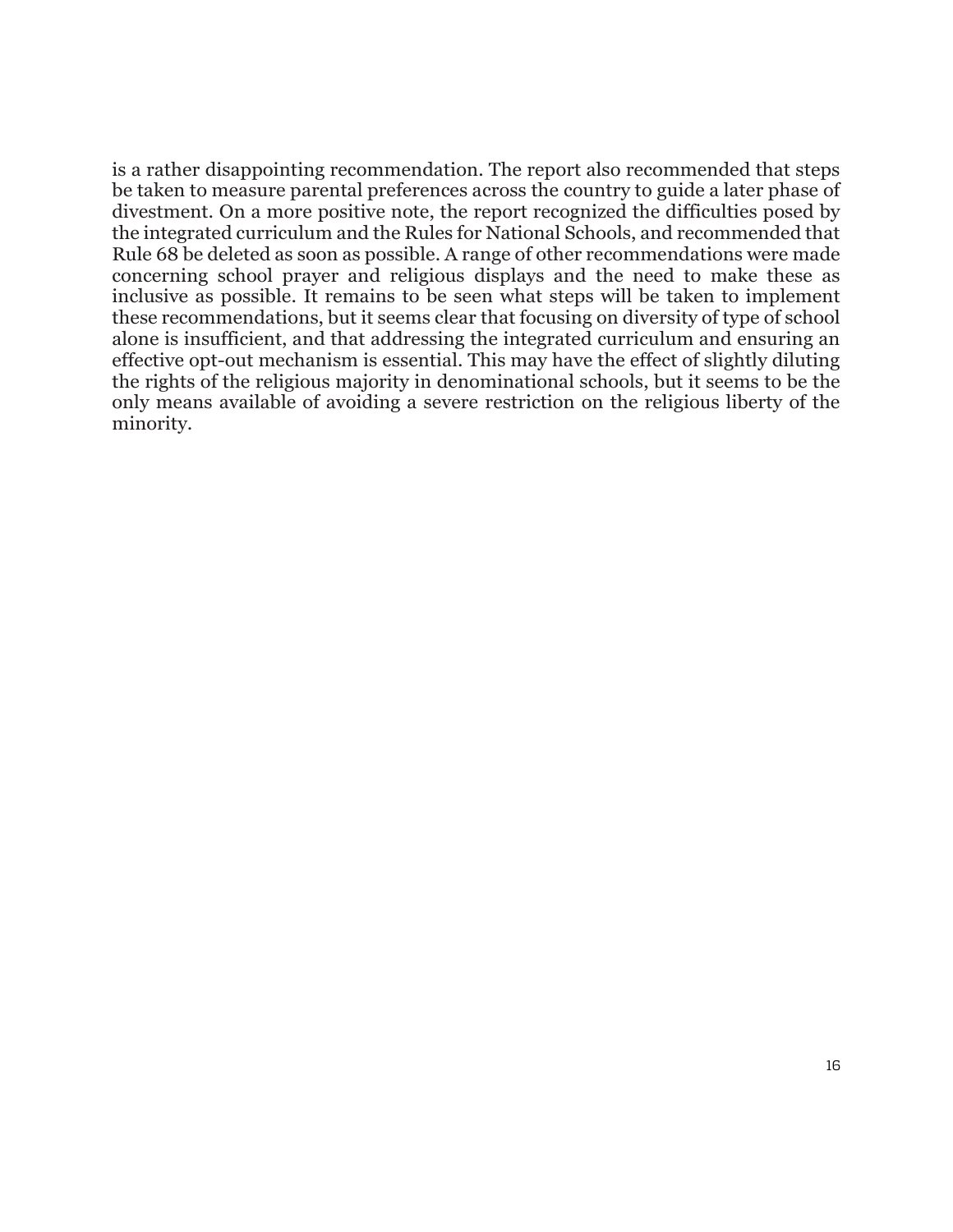is a rather disappointing recommendation. The report also recommended that steps be taken to measure parental preferences across the country to guide a later phase of divestment. On a more positive note, the report recognized the difficulties posed by the integrated curriculum and the Rules for National Schools, and recommended that Rule 68 be deleted as soon as possible. A range of other recommendations were made concerning school prayer and religious displays and the need to make these as inclusive as possible. It remains to be seen what steps will be taken to implement these recommendations, but it seems clear that focusing on diversity of type of school alone is insufficient, and that addressing the integrated curriculum and ensuring an effective opt-out mechanism is essential. This may have the effect of slightly diluting the rights of the religious majority in denominational schools, but it seems to be the only means available of avoiding a severe restriction on the religious liberty of the minority.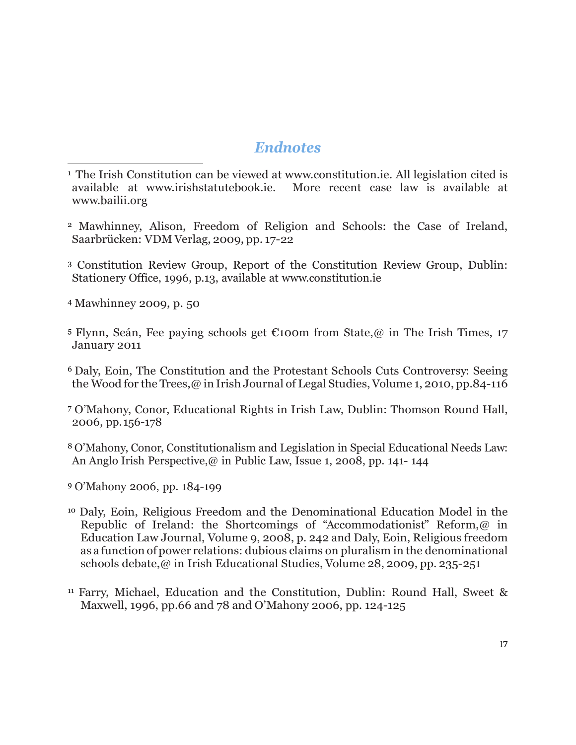## *Endnotes*

[1] The Irish Constitution can be viewed at www.constitution.ie. All legislation cited is available at www.irishstatutebook.ie. More recent case law is available at www.bailii.org

[2] Mawhinney, Alison, Freedom of Religion and Schools: the Case of Ireland, Saarbrücken: VDM Verlag, 2009, pp. 17-22

[3] Constitution Review Group, Report of the Constitution Review Group, Dublin: Stationery Office, 1996, p.13, available at www.constitution.ie

[4] Mawhinney 2009, p. 50

[5] Flynn, Seán, Fee paying schools get €100m from State,@ in The Irish Times, 17 January 2011

[6] Daly, Eoin, The Constitution and the Protestant Schools Cuts Controversy: Seeing the Wood for the Trees,@ in Irish Journal of Legal Studies, Volume 1, 2010, pp.84-116

[7] O'Mahony, Conor, Educational Rights in Irish Law, Dublin: Thomson Round Hall, 2006, pp. 156-178

[8] O'Mahony, Conor, Constitutionalism and Legislation in Special Educational Needs Law: An Anglo Irish Perspective,@ in Public Law, Issue 1, 2008, pp. 141- 144

[9] O'Mahony 2006, pp. 184-199

[10] Daly, Eoin, Religious Freedom and the Denominational Education Model in the Republic of Ireland: the Shortcomings of "Accommodationist" Reform,@ in Education Law Journal, Volume 9, 2008, p. 242 and Daly, Eoin, Religious freedom as a function of power relations: dubious claims on pluralism in the denominational schools debate,@ in Irish Educational Studies, Volume 28, 2009, pp. 235-251

[11] Farry, Michael, Education and the Constitution, Dublin: Round Hall, Sweet & Maxwell, 1996, pp.66 and 78 and O'Mahony 2006, pp. 124-125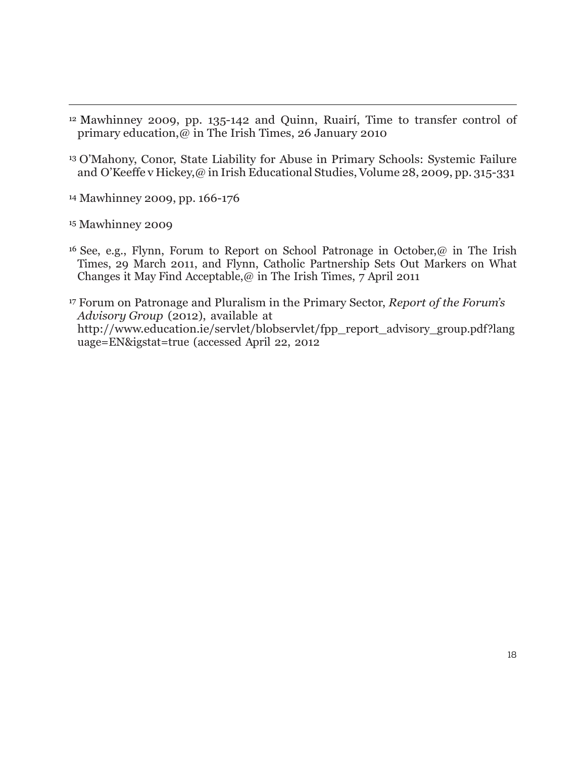[12] Mawhinney 2009, pp. 135-142 and Quinn, Ruairí, Time to transfer control of primary education,@ in The Irish Times, 26 January 2010

[13] O'Mahony, Conor, State Liability for Abuse in Primary Schools: Systemic Failure and O'Keeffe v Hickey,@ in Irish Educational Studies, Volume 28, 2009, pp. 315-331

[14] Mawhinney 2009, pp. 166-176

[15] Mawhinney 2009

[16] See, e.g., Flynn, Forum to Report on School Patronage in October,@ in The Irish Times, 29 March 2011, and Flynn, Catholic Partnership Sets Out Markers on What Changes it May Find Acceptable,@ in The Irish Times, 7 April 2011

[17] Forum on Patronage and Pluralism in the Primary Sector, *Report of the Forum's Advisory Group* (2012), available at http://www.education.ie/servlet/blobservlet/fpp_report_advisory_group.pdf?language=EN&igstat=true (accessed April 22, 2012